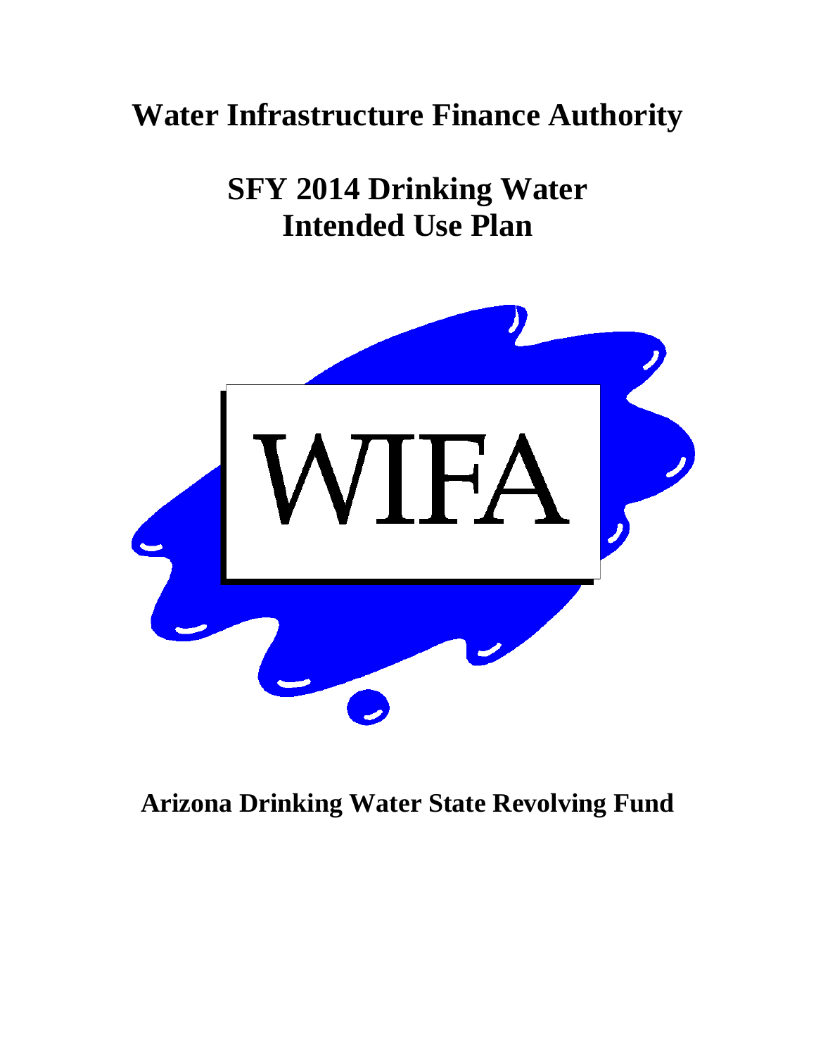# Water Infrastructure Finance Authority

## SFY 2014 Drinking Water Intended Use Plan

WIFA

**Arizona Drinking Water State Revolving Fund**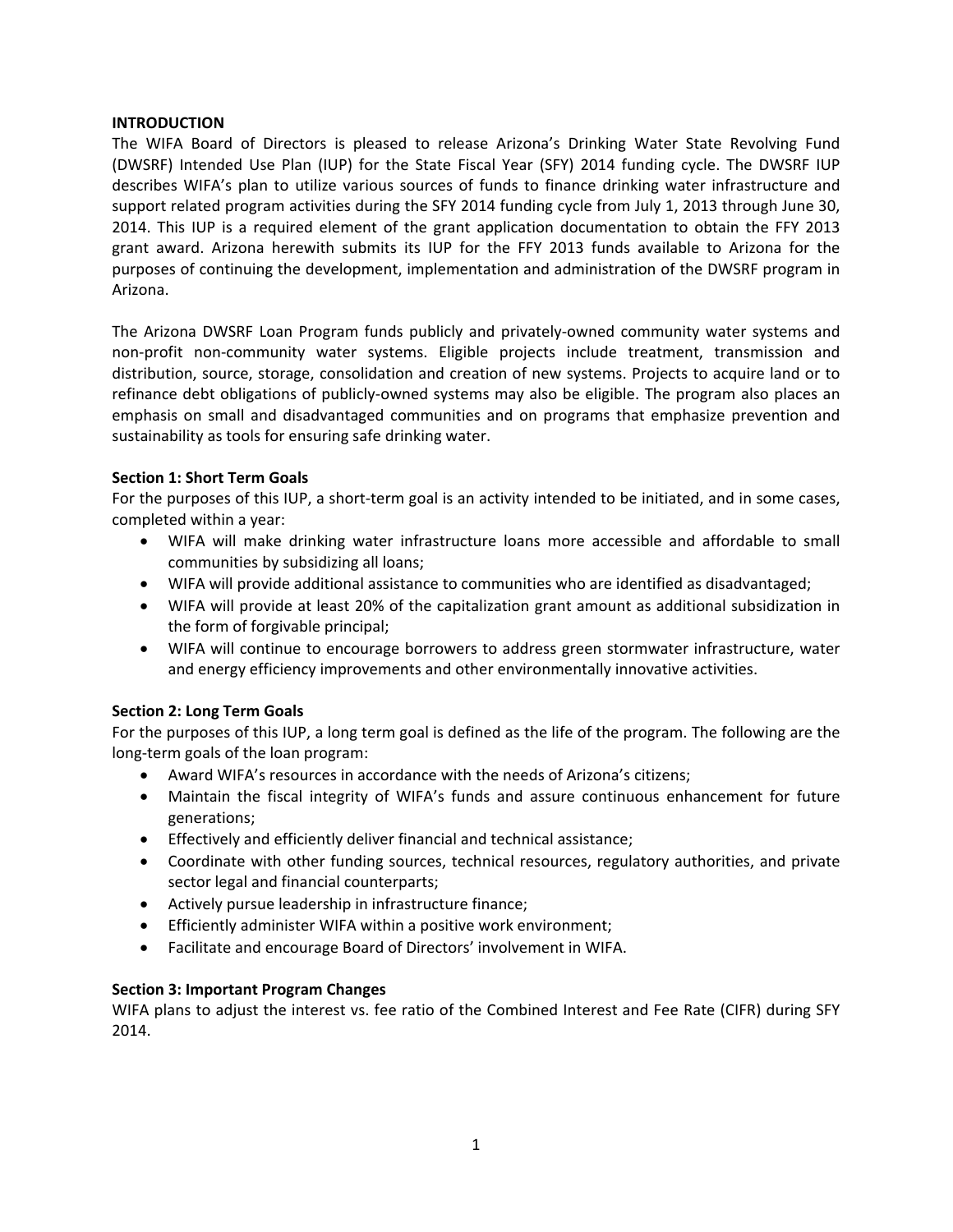## INTRODUCTION

The WIFA Board of Directors is pleased to release Arizona's Drinking Water State Revolving Fund (DWSRF) Intended Use Plan (IUP) for the State Fiscal Year (SFY) 2014 funding cycle. The DWSRF IUP describes WIFA's plan to utilize various sources of funds to finance drinking water infrastructure and support related program activities during the SFY 2014 funding cycle from July 1, 2013 through June 30, 2014. This IUP is a required element of the grant application documentation to obtain the FFY 2013 grant award. Arizona herewith submits its IUP for the FFY 2013 funds available to Arizona for the purposes of continuing the development, implementation and administration of the DWSRF program in Arizona.

The Arizona DWSRF Loan Program funds publicly and privately-owned community water systems and non-profit non-community water systems. Eligible projects include treatment, transmission and distribution, source, storage, consolidation and creation of new systems. Projects to acquire land or to refinance debt obligations of publicly-owned systems may also be eligible. The program also places an emphasis on small and disadvantaged communities and on programs that emphasize prevention and sustainability as tools for ensuring safe drinking water.

### Section 1: Short Term Goals

For the purposes of this IUP, a short-term goal is an activity intended to be initiated, and in some cases, completed within a year:

- WIFA will make drinking water infrastructure loans more accessible and affordable to small communities by subsidizing all loans;
- WIFA will provide additional assistance to communities who are identified as disadvantaged;
- WIFA will provide at least 20% of the capitalization grant amount as additional subsidization in the form of forgivable principal;
- WIFA will continue to encourage borrowers to address green stormwater infrastructure, water and energy efficiency improvements and other environmentally innovative activities.

### Section 2: Long Term Goals

For the purposes of this IUP, a long term goal is defined as the life of the program. The following are the long-term goals of the loan program:

- Award WIFA's resources in accordance with the needs of Arizona's citizens;
- Maintain the fiscal integrity of WIFA's funds and assure continuous enhancement for future generations;
- Effectively and efficiently deliver financial and technical assistance;
- Coordinate with other funding sources, technical resources, regulatory authorities, and private sector legal and financial counterparts;
- Actively pursue leadership in infrastructure finance;
- Efficiently administer WIFA within a positive work environment;
- Facilitate and encourage Board of Directors' involvement in WIFA.

### Section 3: Important Program Changes

WIFA plans to adjust the interest vs. fee ratio of the Combined Interest and Fee Rate (CIFR) during SFY 2014.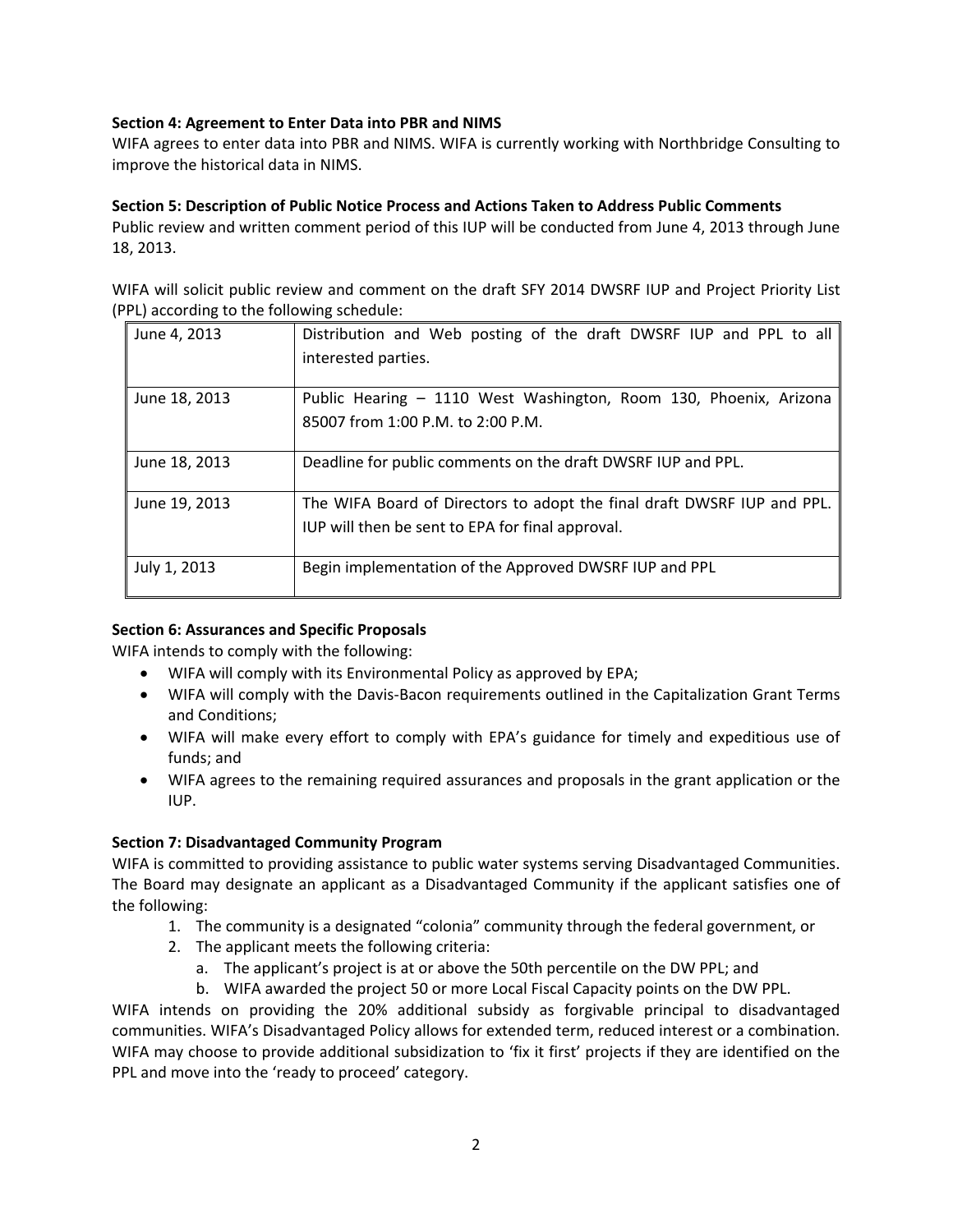**Section 4: Agreement to Enter Data into PBR and NIMS**

WIFA agrees to enter data into PBR and NIMS. WIFA is currently working with Northbridge Consulting to improve the historical data in NIMS.

**Section 5: Description of Public Notice Process and Actions Taken to Address Public Comments**

Public review and written comment period of this IUP will be conducted from June 4, 2013 through June 18, 2013.

WIFA will solicit public review and comment on the draft SFY 2014 DWSRF IUP and Project Priority List (PPL) according to the following schedule:

| | |
|---|---|
| June 4, 2013 | Distribution and Web posting of the draft DWSRF IUP and PPL to all interested parties. |
| June 18, 2013 | Public Hearing – 1110 West Washington, Room 130, Phoenix, Arizona 85007 from 1:00 P.M. to 2:00 P.M. |
| June 18, 2013 | Deadline for public comments on the draft DWSRF IUP and PPL. |
| June 19, 2013 | The WIFA Board of Directors to adopt the final draft DWSRF IUP and PPL. IUP will then be sent to EPA for final approval. |
| July 1, 2013 | Begin implementation of the Approved DWSRF IUP and PPL |

**Section 6: Assurances and Specific Proposals**

WIFA intends to comply with the following:

- WIFA will comply with its Environmental Policy as approved by EPA;
- WIFA will comply with the Davis-Bacon requirements outlined in the Capitalization Grant Terms and Conditions;
- WIFA will make every effort to comply with EPA's guidance for timely and expeditious use of funds; and
- WIFA agrees to the remaining required assurances and proposals in the grant application or the IUP.

**Section 7: Disadvantaged Community Program**

WIFA is committed to providing assistance to public water systems serving Disadvantaged Communities. The Board may designate an applicant as a Disadvantaged Community if the applicant satisfies one of the following:

1. The community is a designated "colonia" community through the federal government, or
2. The applicant meets the following criteria:
    a. The applicant's project is at or above the 50th percentile on the DW PPL; and
    b. WIFA awarded the project 50 or more Local Fiscal Capacity points on the DW PPL.

WIFA intends on providing the 20% additional subsidy as forgivable principal to disadvantaged communities. WIFA's Disadvantaged Policy allows for extended term, reduced interest or a combination. WIFA may choose to provide additional subsidization to 'fix it first' projects if they are identified on the PPL and move into the 'ready to proceed' category.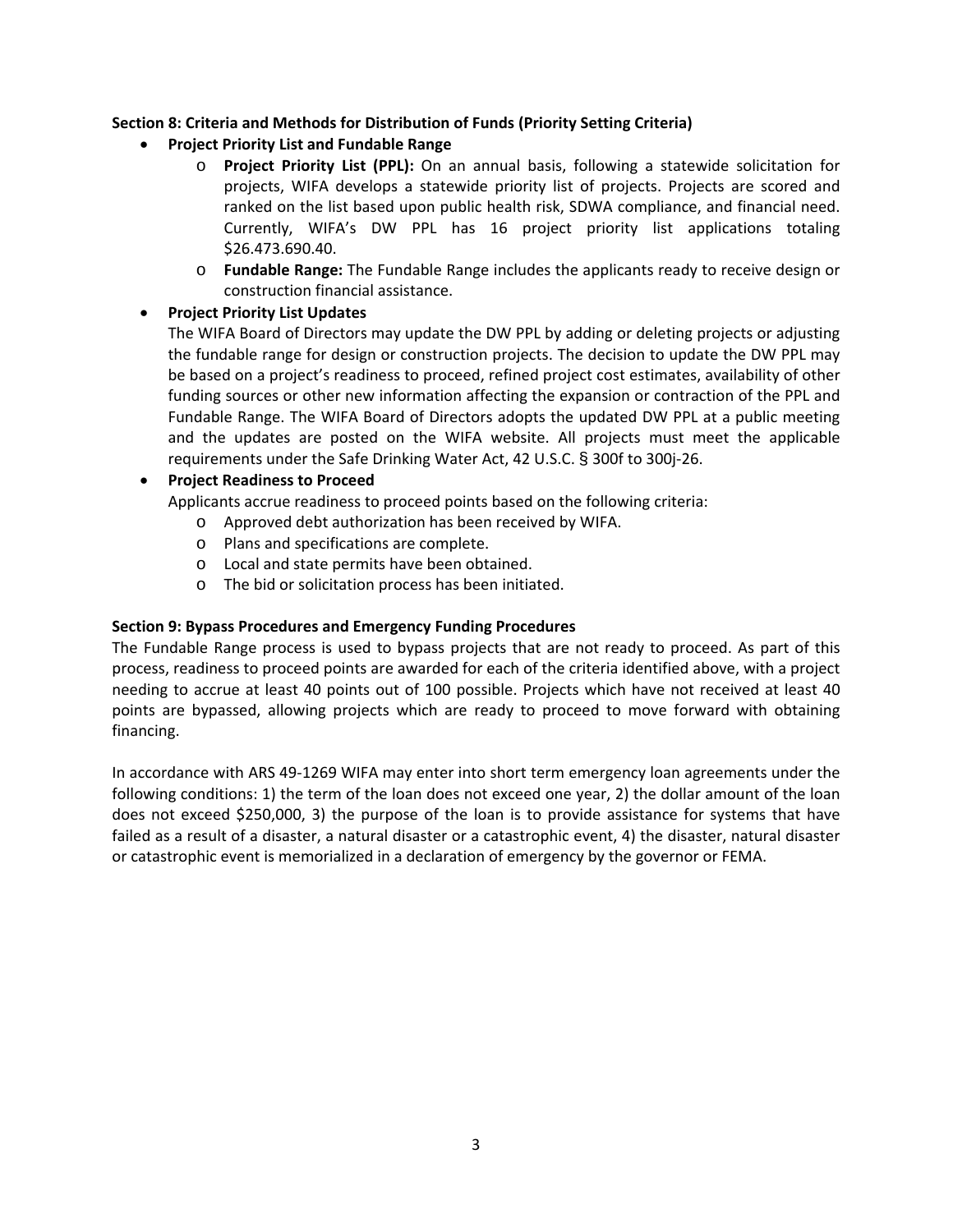**Section 8: Criteria and Methods for Distribution of Funds (Priority Setting Criteria)**

- **Project Priority List and Fundable Range**
  - **Project Priority List (PPL):** On an annual basis, following a statewide solicitation for projects, WIFA develops a statewide priority list of projects. Projects are scored and ranked on the list based upon public health risk, SDWA compliance, and financial need. Currently, WIFA's DW PPL has 16 project priority list applications totaling $26.473.690.40.
  - **Fundable Range:** The Fundable Range includes the applicants ready to receive design or construction financial assistance.
- **Project Priority List Updates**

  The WIFA Board of Directors may update the DW PPL by adding or deleting projects or adjusting the fundable range for design or construction projects. The decision to update the DW PPL may be based on a project's readiness to proceed, refined project cost estimates, availability of other funding sources or other new information affecting the expansion or contraction of the PPL and Fundable Range. The WIFA Board of Directors adopts the updated DW PPL at a public meeting and the updates are posted on the WIFA website. All projects must meet the applicable requirements under the Safe Drinking Water Act, 42 U.S.C. § 300f to 300j-26.
- **Project Readiness to Proceed**

  Applicants accrue readiness to proceed points based on the following criteria:
  - Approved debt authorization has been received by WIFA.
  - Plans and specifications are complete.
  - Local and state permits have been obtained.
  - The bid or solicitation process has been initiated.

**Section 9: Bypass Procedures and Emergency Funding Procedures**

The Fundable Range process is used to bypass projects that are not ready to proceed. As part of this process, readiness to proceed points are awarded for each of the criteria identified above, with a project needing to accrue at least 40 points out of 100 possible. Projects which have not received at least 40 points are bypassed, allowing projects which are ready to proceed to move forward with obtaining financing.

In accordance with ARS 49-1269 WIFA may enter into short term emergency loan agreements under the following conditions: 1) the term of the loan does not exceed one year, 2) the dollar amount of the loan does not exceed $250,000, 3) the purpose of the loan is to provide assistance for systems that have failed as a result of a disaster, a natural disaster or a catastrophic event, 4) the disaster, natural disaster or catastrophic event is memorialized in a declaration of emergency by the governor or FEMA.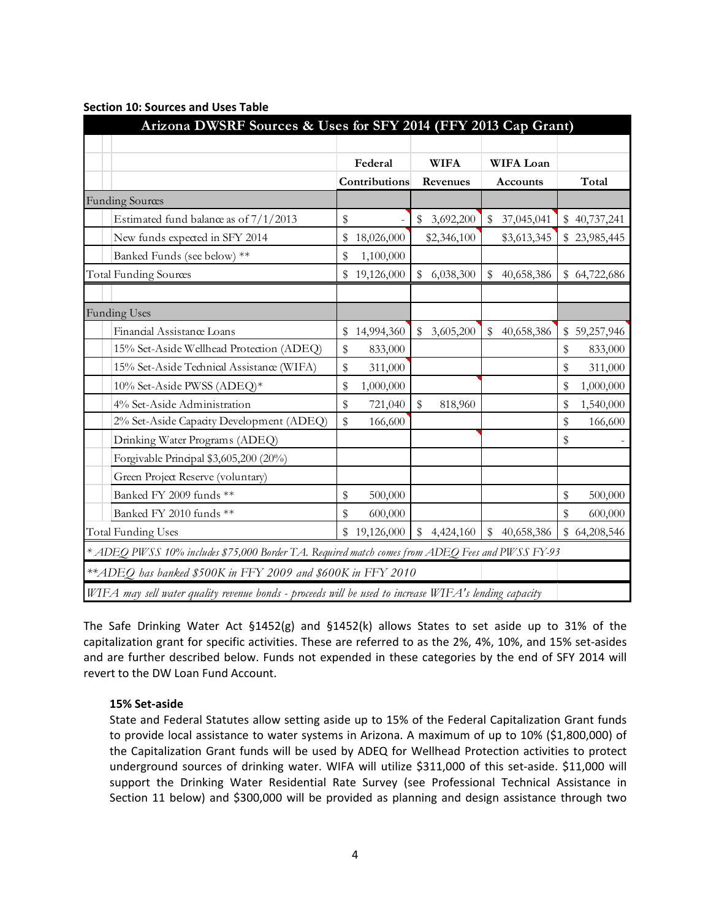**Section 10: Sources and Uses Table**

| Arizona DWSRF Sources & Uses for SFY 2014 (FFY 2013 Cap Grant) | | | | |
|---|---|---|---|---|
| | Federal Contributions | WIFA Revenues | WIFA Loan Accounts | Total |
| Funding Sources | | | | |
| Estimated fund balance as of 7/1/2013 | $ - | $ 3,692,200 | $ 37,045,041 | $ 40,737,241 |
| New funds expected in SFY 2014 | $ 18,026,000 | $2,346,100 | $3,613,345 | $ 23,985,445 |
| Banked Funds (see below) ** | $ 1,100,000 | | | |
| Total Funding Sources | $ 19,126,000 | $ 6,038,300 | $ 40,658,386 | $ 64,722,686 |
| | | | | |
| Funding Uses | | | | |
| Financial Assistance Loans | $ 14,994,360 | $ 3,605,200 | $ 40,658,386 | $ 59,257,946 |
| 15% Set-Aside Wellhead Protection (ADEQ) | $ 833,000 | | | $ 833,000 |
| 15% Set-Aside Technical Assistance (WIFA) | $ 311,000 | | | $ 311,000 |
| 10% Set-Aside PWSS (ADEQ)* | $ 1,000,000 | | | $ 1,000,000 |
| 4% Set-Aside Administration | $ 721,040 | $ 818,960 | | $ 1,540,000 |
| 2% Set-Aside Capacity Development (ADEQ) | $ 166,600 | | | $ 166,600 |
| Drinking Water Programs (ADEQ) | | | | $ - |
| Forgivable Principal $3,605,200 (20%) | | | | |
| Green Project Reserve (voluntary) | | | | |
| Banked FY 2009 funds ** | $ 500,000 | | | $ 500,000 |
| Banked FY 2010 funds ** | $ 600,000 | | | $ 600,000 |
| Total Funding Uses | $ 19,126,000 | $ 4,424,160 | $ 40,658,386 | $ 64,208,546 |

*\* ADEQ PWSS 10% includes $75,000 Border TA. Required match comes from ADEQ Fees and PWSS FY-93*

*\*\*ADEQ has banked $500K in FFY 2009 and $600K in FFY 2010*

*WIFA may sell water quality revenue bonds - proceeds will be used to increase WIFA's lending capacity*

The Safe Drinking Water Act §1452(g) and §1452(k) allows States to set aside up to 31% of the capitalization grant for specific activities. These are referred to as the 2%, 4%, 10%, and 15% set-asides and are further described below. Funds not expended in these categories by the end of SFY 2014 will revert to the DW Loan Fund Account.

**15% Set-aside**

State and Federal Statutes allow setting aside up to 15% of the Federal Capitalization Grant funds to provide local assistance to water systems in Arizona. A maximum of up to 10% ($1,800,000) of the Capitalization Grant funds will be used by ADEQ for Wellhead Protection activities to protect underground sources of drinking water. WIFA will utilize $311,000 of this set-aside. $11,000 will support the Drinking Water Residential Rate Survey (see Professional Technical Assistance in Section 11 below) and $300,000 will be provided as planning and design assistance through two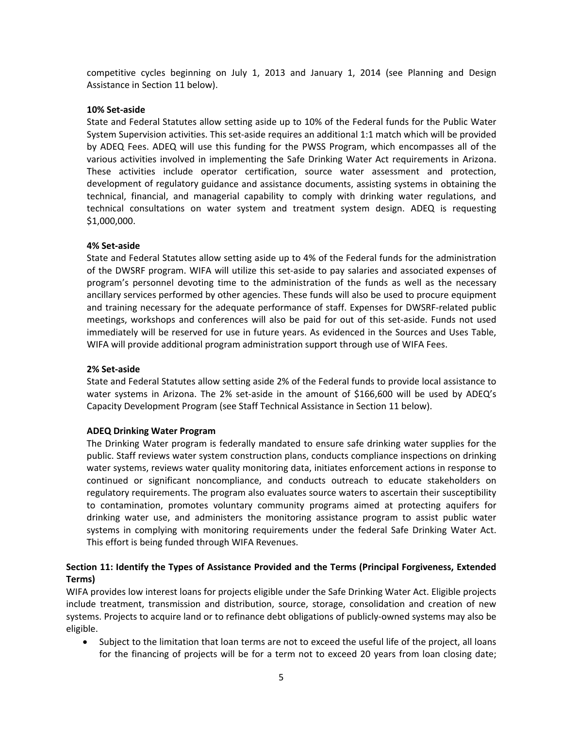competitive cycles beginning on July 1, 2013 and January 1, 2014 (see Planning and Design Assistance in Section 11 below).

**10% Set-aside**

State and Federal Statutes allow setting aside up to 10% of the Federal funds for the Public Water System Supervision activities. This set-aside requires an additional 1:1 match which will be provided by ADEQ Fees. ADEQ will use this funding for the PWSS Program, which encompasses all of the various activities involved in implementing the Safe Drinking Water Act requirements in Arizona. These activities include operator certification, source water assessment and protection, development of regulatory guidance and assistance documents, assisting systems in obtaining the technical, financial, and managerial capability to comply with drinking water regulations, and technical consultations on water system and treatment system design. ADEQ is requesting $1,000,000.

**4% Set-aside**

State and Federal Statutes allow setting aside up to 4% of the Federal funds for the administration of the DWSRF program. WIFA will utilize this set-aside to pay salaries and associated expenses of program's personnel devoting time to the administration of the funds as well as the necessary ancillary services performed by other agencies. These funds will also be used to procure equipment and training necessary for the adequate performance of staff. Expenses for DWSRF-related public meetings, workshops and conferences will also be paid for out of this set-aside. Funds not used immediately will be reserved for use in future years. As evidenced in the Sources and Uses Table, WIFA will provide additional program administration support through use of WIFA Fees.

**2% Set-aside**

State and Federal Statutes allow setting aside 2% of the Federal funds to provide local assistance to water systems in Arizona. The 2% set-aside in the amount of $166,600 will be used by ADEQ's Capacity Development Program (see Staff Technical Assistance in Section 11 below).

**ADEQ Drinking Water Program**

The Drinking Water program is federally mandated to ensure safe drinking water supplies for the public. Staff reviews water system construction plans, conducts compliance inspections on drinking water systems, reviews water quality monitoring data, initiates enforcement actions in response to continued or significant noncompliance, and conducts outreach to educate stakeholders on regulatory requirements. The program also evaluates source waters to ascertain their susceptibility to contamination, promotes voluntary community programs aimed at protecting aquifers for drinking water use, and administers the monitoring assistance program to assist public water systems in complying with monitoring requirements under the federal Safe Drinking Water Act. This effort is being funded through WIFA Revenues.

## Section 11: Identify the Types of Assistance Provided and the Terms (Principal Forgiveness, Extended Terms)

WIFA provides low interest loans for projects eligible under the Safe Drinking Water Act. Eligible projects include treatment, transmission and distribution, source, storage, consolidation and creation of new systems. Projects to acquire land or to refinance debt obligations of publicly-owned systems may also be eligible.

- Subject to the limitation that loan terms are not to exceed the useful life of the project, all loans for the financing of projects will be for a term not to exceed 20 years from loan closing date;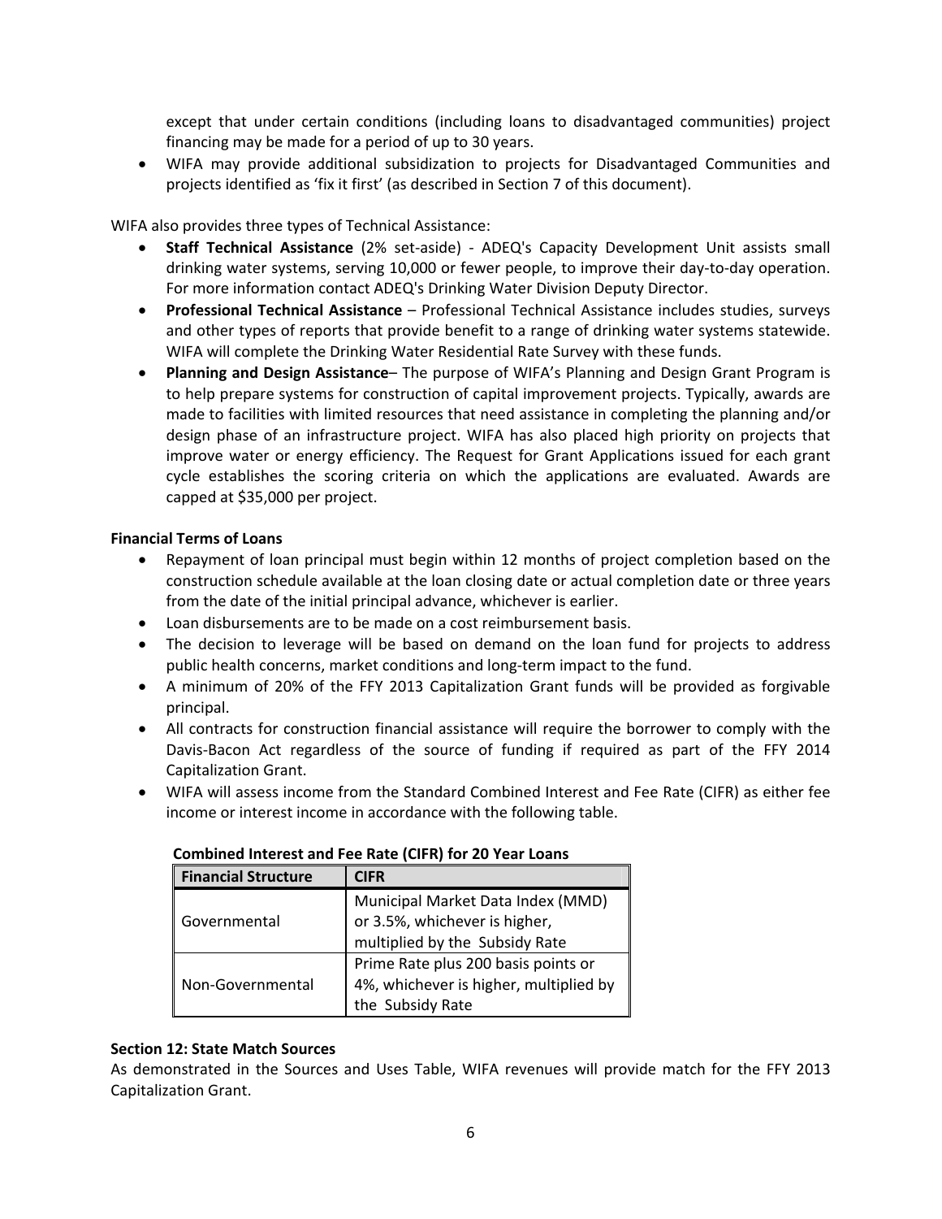except that under certain conditions (including loans to disadvantaged communities) project financing may be made for a period of up to 30 years.

- WIFA may provide additional subsidization to projects for Disadvantaged Communities and projects identified as 'fix it first' (as described in Section 7 of this document).

WIFA also provides three types of Technical Assistance:

- **Staff Technical Assistance** (2% set-aside) - ADEQ's Capacity Development Unit assists small drinking water systems, serving 10,000 or fewer people, to improve their day-to-day operation. For more information contact ADEQ's Drinking Water Division Deputy Director.
- **Professional Technical Assistance** – Professional Technical Assistance includes studies, surveys and other types of reports that provide benefit to a range of drinking water systems statewide. WIFA will complete the Drinking Water Residential Rate Survey with these funds.
- **Planning and Design Assistance**– The purpose of WIFA's Planning and Design Grant Program is to help prepare systems for construction of capital improvement projects. Typically, awards are made to facilities with limited resources that need assistance in completing the planning and/or design phase of an infrastructure project. WIFA has also placed high priority on projects that improve water or energy efficiency. The Request for Grant Applications issued for each grant cycle establishes the scoring criteria on which the applications are evaluated. Awards are capped at $35,000 per project.

**Financial Terms of Loans**

- Repayment of loan principal must begin within 12 months of project completion based on the construction schedule available at the loan closing date or actual completion date or three years from the date of the initial principal advance, whichever is earlier.
- Loan disbursements are to be made on a cost reimbursement basis.
- The decision to leverage will be based on demand on the loan fund for projects to address public health concerns, market conditions and long-term impact to the fund.
- A minimum of 20% of the FFY 2013 Capitalization Grant funds will be provided as forgivable principal.
- All contracts for construction financial assistance will require the borrower to comply with the Davis-Bacon Act regardless of the source of funding if required as part of the FFY 2014 Capitalization Grant.
- WIFA will assess income from the Standard Combined Interest and Fee Rate (CIFR) as either fee income or interest income in accordance with the following table.

**Combined Interest and Fee Rate (CIFR) for 20 Year Loans**

| Financial Structure | CIFR |
|---|---|
| Governmental | Municipal Market Data Index (MMD) or 3.5%, whichever is higher, multiplied by the Subsidy Rate |
| Non-Governmental | Prime Rate plus 200 basis points or 4%, whichever is higher, multiplied by the Subsidy Rate |

**Section 12: State Match Sources**

As demonstrated in the Sources and Uses Table, WIFA revenues will provide match for the FFY 2013 Capitalization Grant.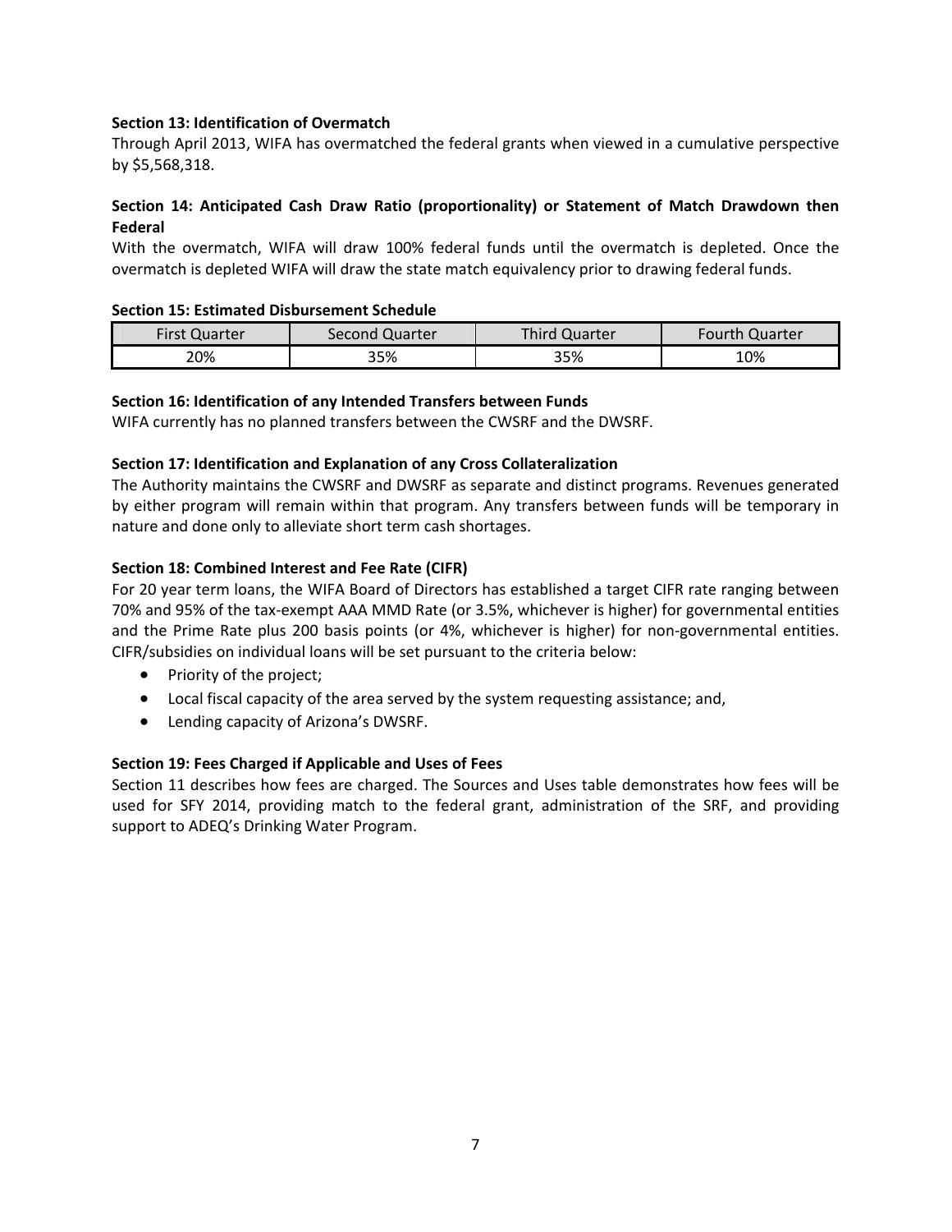**Section 13: Identification of Overmatch**

Through April 2013, WIFA has overmatched the federal grants when viewed in a cumulative perspective by $5,568,318.

**Section 14: Anticipated Cash Draw Ratio (proportionality) or Statement of Match Drawdown then Federal**

With the overmatch, WIFA will draw 100% federal funds until the overmatch is depleted. Once the overmatch is depleted WIFA will draw the state match equivalency prior to drawing federal funds.

**Section 15: Estimated Disbursement Schedule**

| First Quarter | Second Quarter | Third Quarter | Fourth Quarter |
|---|---|---|---|
| 20% | 35% | 35% | 10% |

**Section 16: Identification of any Intended Transfers between Funds**

WIFA currently has no planned transfers between the CWSRF and the DWSRF.

**Section 17: Identification and Explanation of any Cross Collateralization**

The Authority maintains the CWSRF and DWSRF as separate and distinct programs. Revenues generated by either program will remain within that program. Any transfers between funds will be temporary in nature and done only to alleviate short term cash shortages.

**Section 18: Combined Interest and Fee Rate (CIFR)**

For 20 year term loans, the WIFA Board of Directors has established a target CIFR rate ranging between 70% and 95% of the tax-exempt AAA MMD Rate (or 3.5%, whichever is higher) for governmental entities and the Prime Rate plus 200 basis points (or 4%, whichever is higher) for non-governmental entities. CIFR/subsidies on individual loans will be set pursuant to the criteria below:

- Priority of the project;
- Local fiscal capacity of the area served by the system requesting assistance; and,
- Lending capacity of Arizona's DWSRF.

**Section 19: Fees Charged if Applicable and Uses of Fees**

Section 11 describes how fees are charged. The Sources and Uses table demonstrates how fees will be used for SFY 2014, providing match to the federal grant, administration of the SRF, and providing support to ADEQ's Drinking Water Program.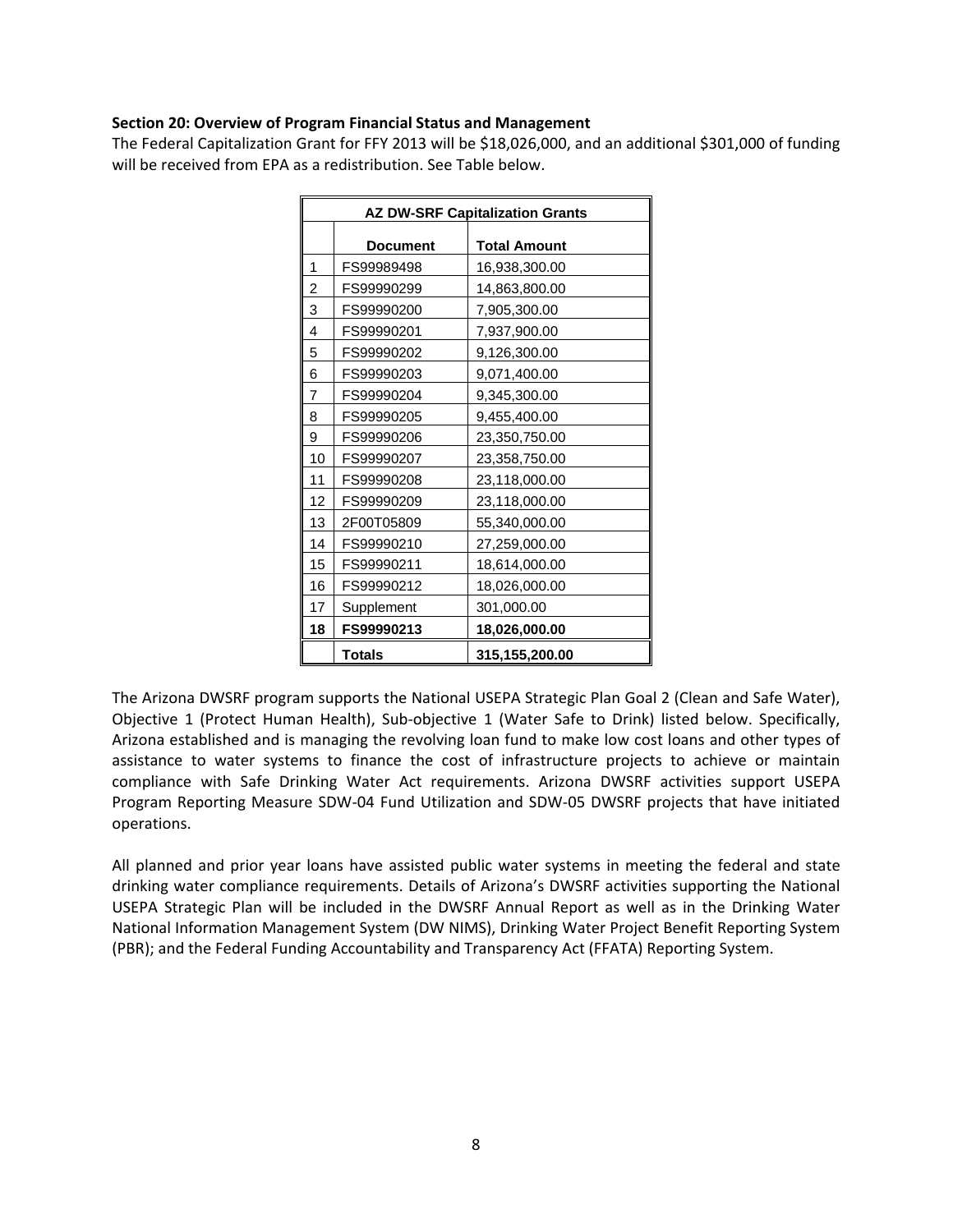**Section 20: Overview of Program Financial Status and Management**

The Federal Capitalization Grant for FFY 2013 will be $18,026,000, and an additional $301,000 of funding will be received from EPA as a redistribution. See Table below.

| AZ DW-SRF Capitalization Grants | | |
|---|---|---|
| | **Document** | **Total Amount** |
| 1 | FS99989498 | 16,938,300.00 |
| 2 | FS99990299 | 14,863,800.00 |
| 3 | FS99990200 | 7,905,300.00 |
| 4 | FS99990201 | 7,937,900.00 |
| 5 | FS99990202 | 9,126,300.00 |
| 6 | FS99990203 | 9,071,400.00 |
| 7 | FS99990204 | 9,345,300.00 |
| 8 | FS99990205 | 9,455,400.00 |
| 9 | FS99990206 | 23,350,750.00 |
| 10 | FS99990207 | 23,358,750.00 |
| 11 | FS99990208 | 23,118,000.00 |
| 12 | FS99990209 | 23,118,000.00 |
| 13 | 2F00T05809 | 55,340,000.00 |
| 14 | FS99990210 | 27,259,000.00 |
| 15 | FS99990211 | 18,614,000.00 |
| 16 | FS99990212 | 18,026,000.00 |
| 17 | Supplement | 301,000.00 |
| **18** | **FS99990213** | **18,026,000.00** |
| | **Totals** | **315,155,200.00** |

The Arizona DWSRF program supports the National USEPA Strategic Plan Goal 2 (Clean and Safe Water), Objective 1 (Protect Human Health), Sub-objective 1 (Water Safe to Drink) listed below. Specifically, Arizona established and is managing the revolving loan fund to make low cost loans and other types of assistance to water systems to finance the cost of infrastructure projects to achieve or maintain compliance with Safe Drinking Water Act requirements. Arizona DWSRF activities support USEPA Program Reporting Measure SDW-04 Fund Utilization and SDW-05 DWSRF projects that have initiated operations.

All planned and prior year loans have assisted public water systems in meeting the federal and state drinking water compliance requirements. Details of Arizona's DWSRF activities supporting the National USEPA Strategic Plan will be included in the DWSRF Annual Report as well as in the Drinking Water National Information Management System (DW NIMS), Drinking Water Project Benefit Reporting System (PBR); and the Federal Funding Accountability and Transparency Act (FFATA) Reporting System.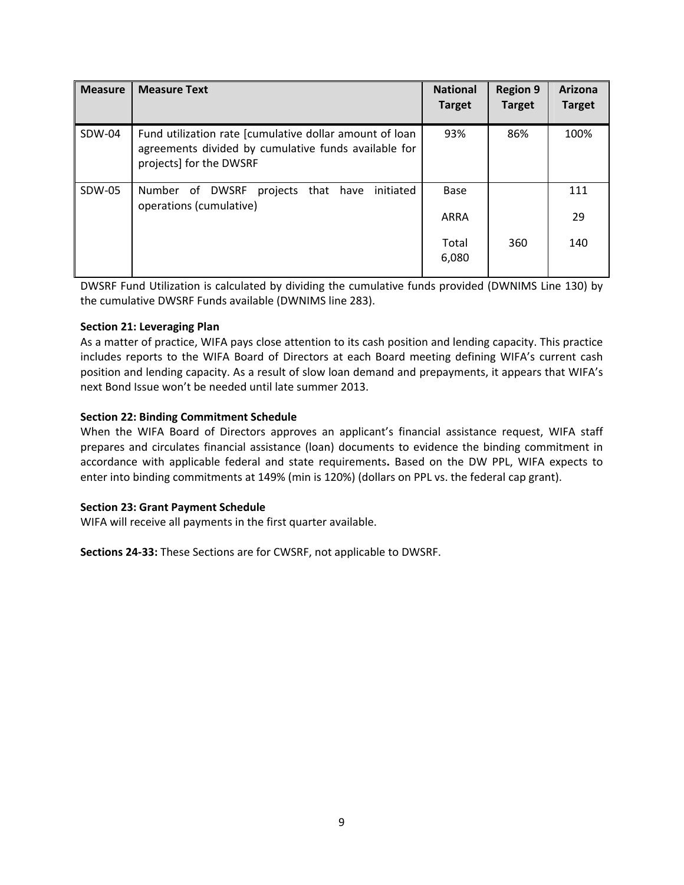| Measure | Measure Text | National Target | Region 9 Target | Arizona Target |
|---|---|---|---|---|
| SDW-04 | Fund utilization rate [cumulative dollar amount of loan agreements divided by cumulative funds available for projects] for the DWSRF | 93% | 86% | 100% |
| SDW-05 | Number of DWSRF projects that have initiated operations (cumulative) | Base | | 111 |
| | | ARRA | | 29 |
| | | Total 6,080 | 360 | 140 |

DWSRF Fund Utilization is calculated by dividing the cumulative funds provided (DWNIMS Line 130) by the cumulative DWSRF Funds available (DWNIMS line 283).

**Section 21: Leveraging Plan**

As a matter of practice, WIFA pays close attention to its cash position and lending capacity. This practice includes reports to the WIFA Board of Directors at each Board meeting defining WIFA's current cash position and lending capacity. As a result of slow loan demand and prepayments, it appears that WIFA's next Bond Issue won't be needed until late summer 2013.

**Section 22: Binding Commitment Schedule**

When the WIFA Board of Directors approves an applicant's financial assistance request, WIFA staff prepares and circulates financial assistance (loan) documents to evidence the binding commitment in accordance with applicable federal and state requirements**.** Based on the DW PPL, WIFA expects to enter into binding commitments at 149% (min is 120%) (dollars on PPL vs. the federal cap grant).

**Section 23: Grant Payment Schedule**

WIFA will receive all payments in the first quarter available.

**Sections 24-33:** These Sections are for CWSRF, not applicable to DWSRF.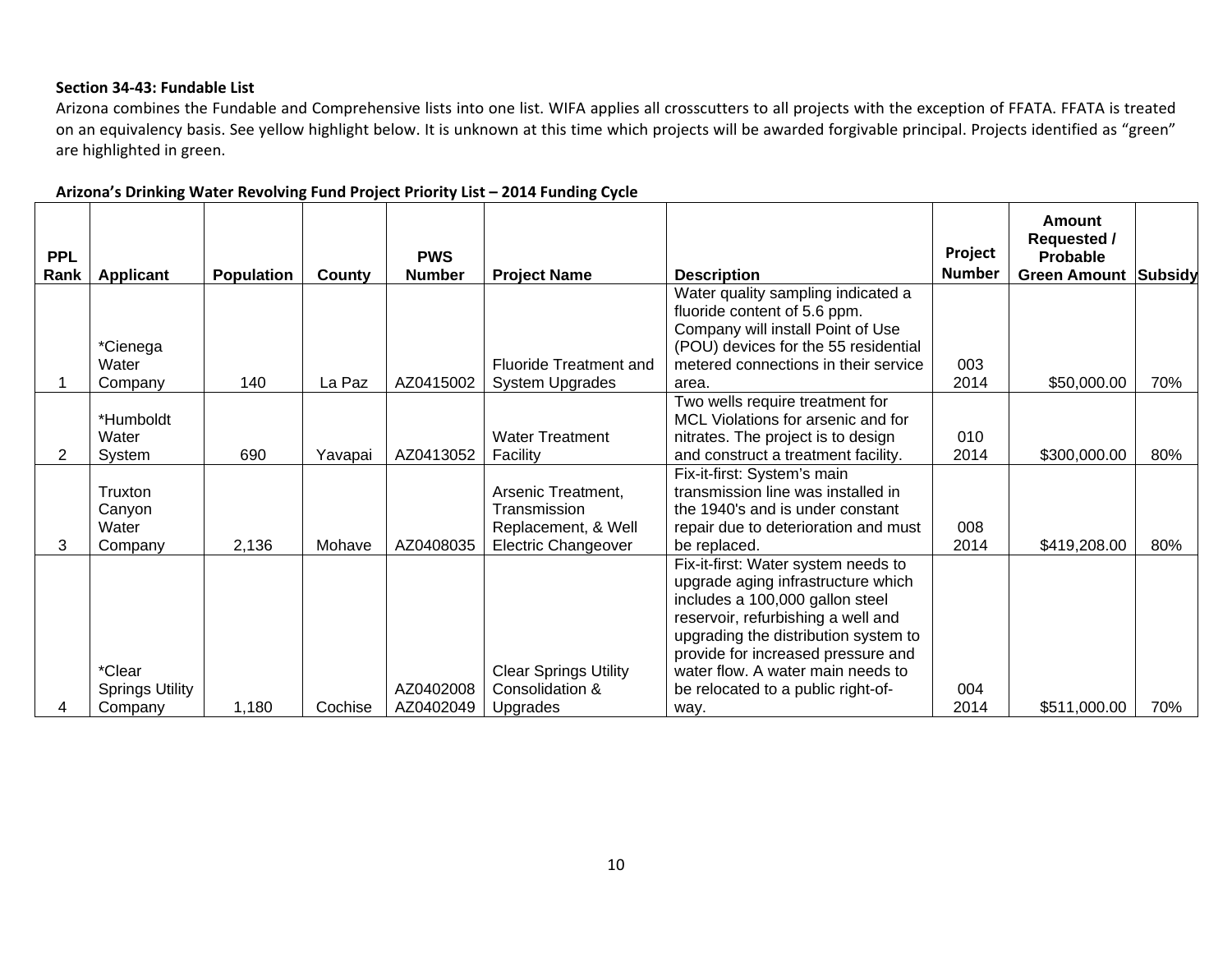**Section 34-43: Fundable List**

Arizona combines the Fundable and Comprehensive lists into one list. WIFA applies all crosscutters to all projects with the exception of FFATA. FFATA is treated on an equivalency basis. See yellow highlight below. It is unknown at this time which projects will be awarded forgivable principal. Projects identified as "green" are highlighted in green.

**Arizona's Drinking Water Revolving Fund Project Priority List – 2014 Funding Cycle**

| PPL Rank | Applicant | Population | County | PWS Number | Project Name | Description | Project Number | Amount Requested / Probable Green Amount | Subsidy |
|---|---|---|---|---|---|---|---|---|---|
| 1 | *Cienega Water Company | 140 | La Paz | AZ0415002 | Fluoride Treatment and System Upgrades | Water quality sampling indicated a fluoride content of 5.6 ppm. Company will install Point of Use (POU) devices for the 55 residential metered connections in their service area. | 003 2014 | $50,000.00 | 70% |
| 2 | *Humboldt Water System | 690 | Yavapai | AZ0413052 | Water Treatment Facility | Two wells require treatment for MCL Violations for arsenic and for nitrates. The project is to design and construct a treatment facility. | 010 2014 | $300,000.00 | 80% |
| 3 | Truxton Canyon Water Company | 2,136 | Mohave | AZ0408035 | Arsenic Treatment, Transmission Replacement, & Well Electric Changeover | Fix-it-first: System's main transmission line was installed in the 1940's and is under constant repair due to deterioration and must be replaced. | 008 2014 | $419,208.00 | 80% |
| 4 | *Clear Springs Utility Company | 1,180 | Cochise | AZ0402008 AZ0402049 | Clear Springs Utility Consolidation & Upgrades | Fix-it-first: Water system needs to upgrade aging infrastructure which includes a 100,000 gallon steel reservoir, refurbishing a well and upgrading the distribution system to provide for increased pressure and water flow. A water main needs to be relocated to a public right-of-way. | 004 2014 | $511,000.00 | 70% |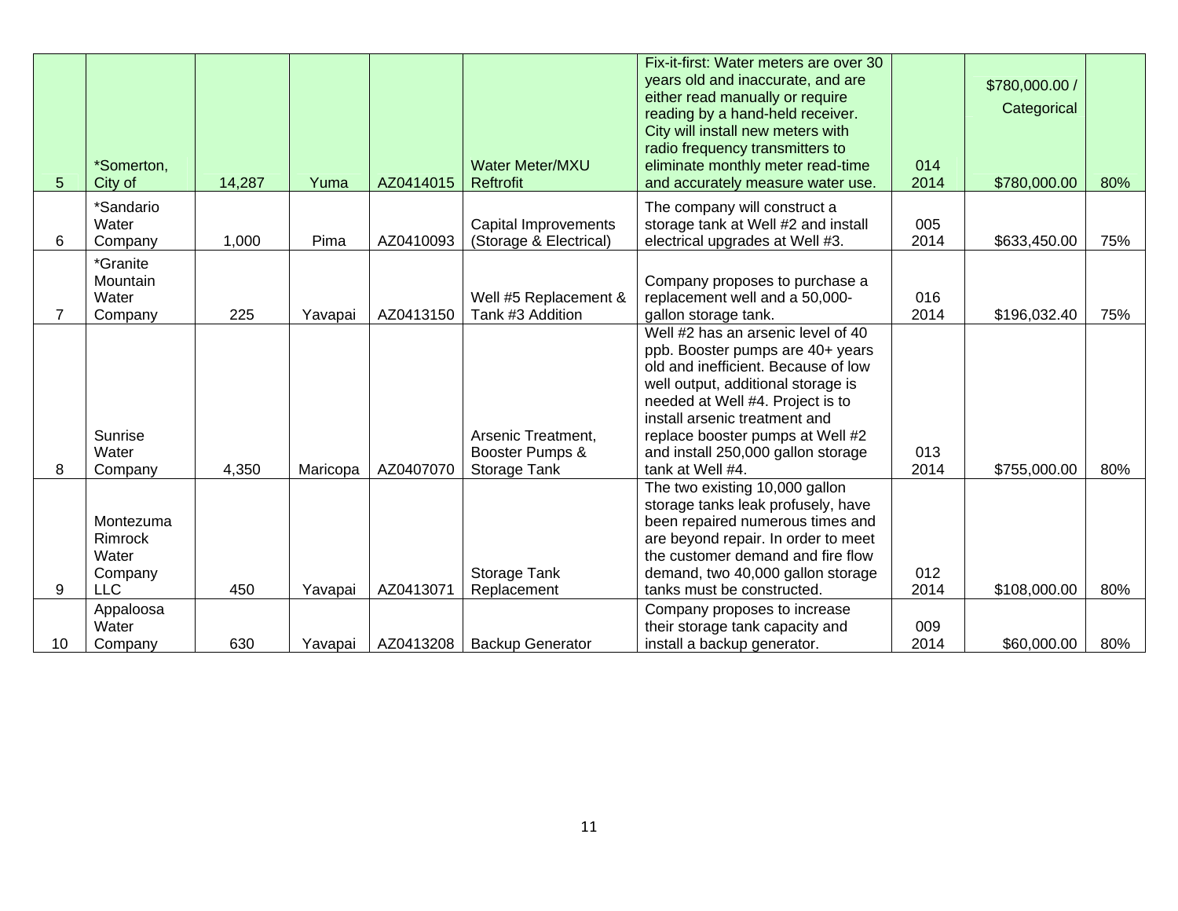| | | | | | | | | | |
|---|---|---|---|---|---|---|---|---|---|
| 5 | *Somerton, City of | 14,287 | Yuma | AZ0414015 | Water Meter/MXU Reftrofit | Fix-it-first: Water meters are over 30 years old and inaccurate, and are either read manually or require reading by a hand-held receiver. City will install new meters with radio frequency transmitters to eliminate monthly meter read-time and accurately measure water use. | 014 2014 | $780,000.00 / Categorical $780,000.00 | 80% |
| 6 | *Sandario Water Company | 1,000 | Pima | AZ0410093 | Capital Improvements (Storage & Electrical) | The company will construct a storage tank at Well #2 and install electrical upgrades at Well #3. | 005 2014 | $633,450.00 | 75% |
| 7 | *Granite Mountain Water Company | 225 | Yavapai | AZ0413150 | Well #5 Replacement & Tank #3 Addition | Company proposes to purchase a replacement well and a 50,000-gallon storage tank. | 016 2014 | $196,032.40 | 75% |
| 8 | Sunrise Water Company | 4,350 | Maricopa | AZ0407070 | Arsenic Treatment, Booster Pumps & Storage Tank | Well #2 has an arsenic level of 40 ppb. Booster pumps are 40+ years old and inefficient. Because of low well output, additional storage is needed at Well #4. Project is to install arsenic treatment and replace booster pumps at Well #2 and install 250,000 gallon storage tank at Well #4. | 013 2014 | $755,000.00 | 80% |
| 9 | Montezuma Rimrock Water Company LLC | 450 | Yavapai | AZ0413071 | Storage Tank Replacement | The two existing 10,000 gallon storage tanks leak profusely, have been repaired numerous times and are beyond repair. In order to meet the customer demand and fire flow demand, two 40,000 gallon storage tanks must be constructed. | 012 2014 | $108,000.00 | 80% |
| 10 | Appaloosa Water Company | 630 | Yavapai | AZ0413208 | Backup Generator | Company proposes to increase their storage tank capacity and install a backup generator. | 009 2014 | $60,000.00 | 80% |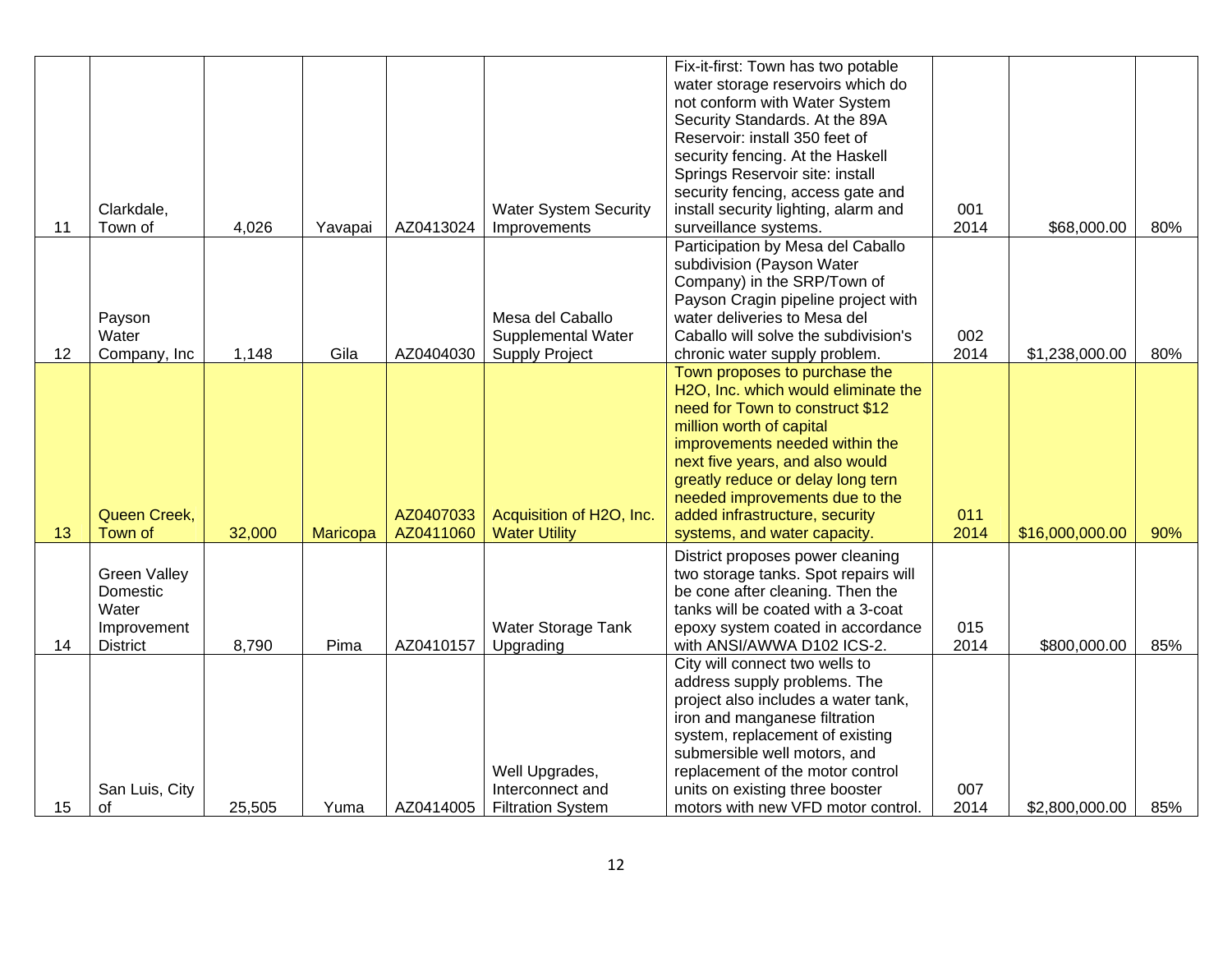| | | | | | | | | | |
|---|---|---|---|---|---|---|---|---|---|
| 11 | Clarkdale, Town of | 4,026 | Yavapai | AZ0413024 | Water System Security Improvements | Fix-it-first: Town has two potable water storage reservoirs which do not conform with Water System Security Standards. At the 89A Reservoir: install 350 feet of security fencing. At the Haskell Springs Reservoir site: install security fencing, access gate and install security lighting, alarm and surveillance systems. | 001 2014 | $68,000.00 | 80% |
| 12 | Payson Water Company, Inc | 1,148 | Gila | AZ0404030 | Mesa del Caballo Supplemental Water Supply Project | Participation by Mesa del Caballo subdivision (Payson Water Company) in the SRP/Town of Payson Cragin pipeline project with water deliveries to Mesa del Caballo will solve the subdivision's chronic water supply problem. | 002 2014 | $1,238,000.00 | 80% |
| 13 | Queen Creek, Town of | 32,000 | Maricopa | AZ0407033 AZ0411060 | Acquisition of H2O, Inc. Water Utility | Town proposes to purchase the H2O, Inc. which would eliminate the need for Town to construct $12 million worth of capital improvements needed within the next five years, and also would greatly reduce or delay long tern needed improvements due to the added infrastructure, security systems, and water capacity. | 011 2014 | $16,000,000.00 | 90% |
| 14 | Green Valley Domestic Water Improvement District | 8,790 | Pima | AZ0410157 | Water Storage Tank Upgrading | District proposes power cleaning two storage tanks. Spot repairs will be cone after cleaning. Then the tanks will be coated with a 3-coat epoxy system coated in accordance with ANSI/AWWA D102 ICS-2. | 015 2014 | $800,000.00 | 85% |
| 15 | San Luis, City of | 25,505 | Yuma | AZ0414005 | Well Upgrades, Interconnect and Filtration System | City will connect two wells to address supply problems. The project also includes a water tank, iron and manganese filtration system, replacement of existing submersible well motors, and replacement of the motor control units on existing three booster motors with new VFD motor control. | 007 2014 | $2,800,000.00 | 85% |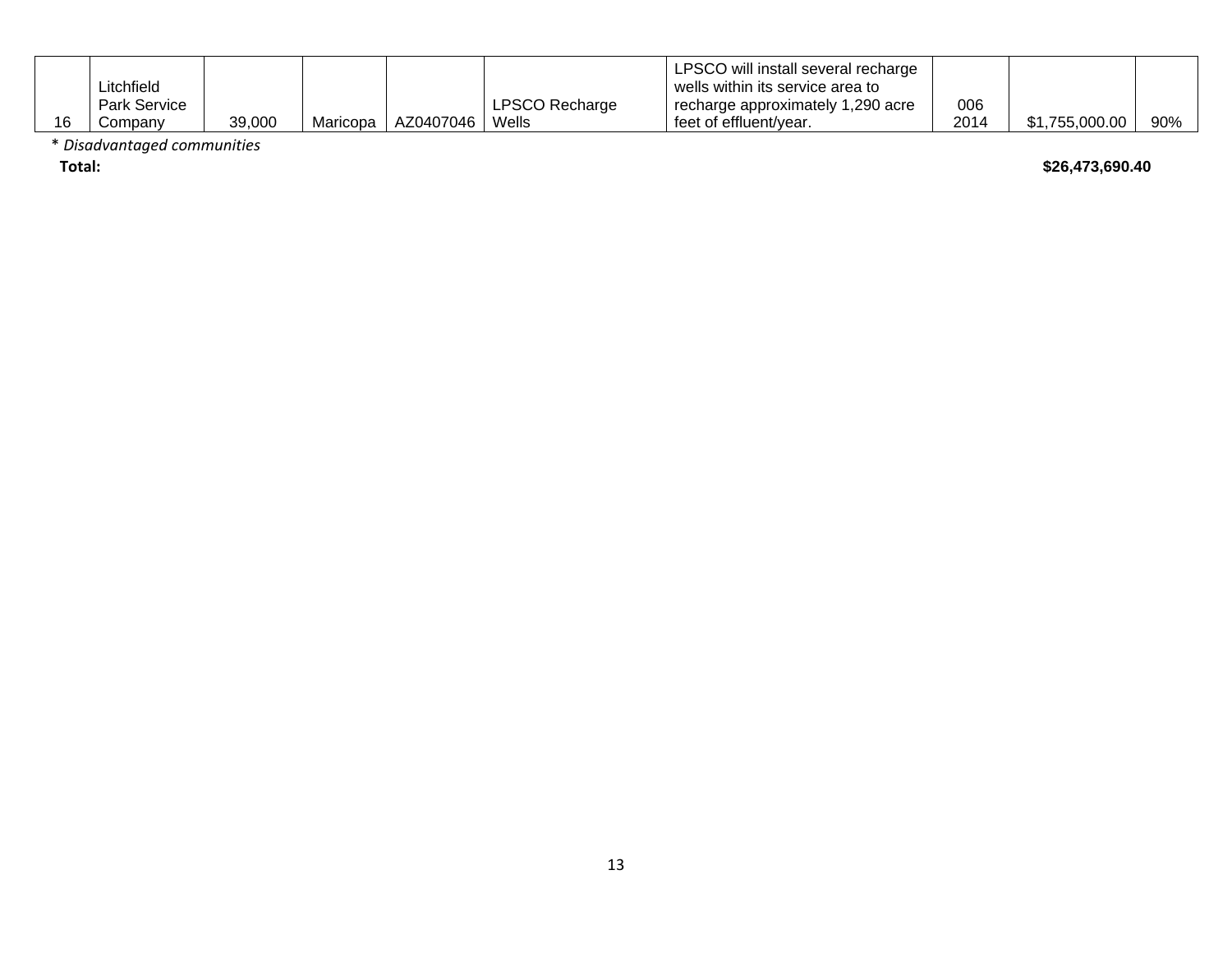| | | | | | | | | | |
|---|---|---|---|---|---|---|---|---|---|
| 16 | Litchfield Park Service Company | 39,000 | Maricopa | AZ0407046 | LPSCO Recharge Wells | LPSCO will install several recharge wells within its service area to recharge approximately 1,290 acre feet of effluent/year. | 006 2014 | $1,755,000.00 | 90% |

* *Disadvantaged communities*

**Total:** **$26,473,690.40**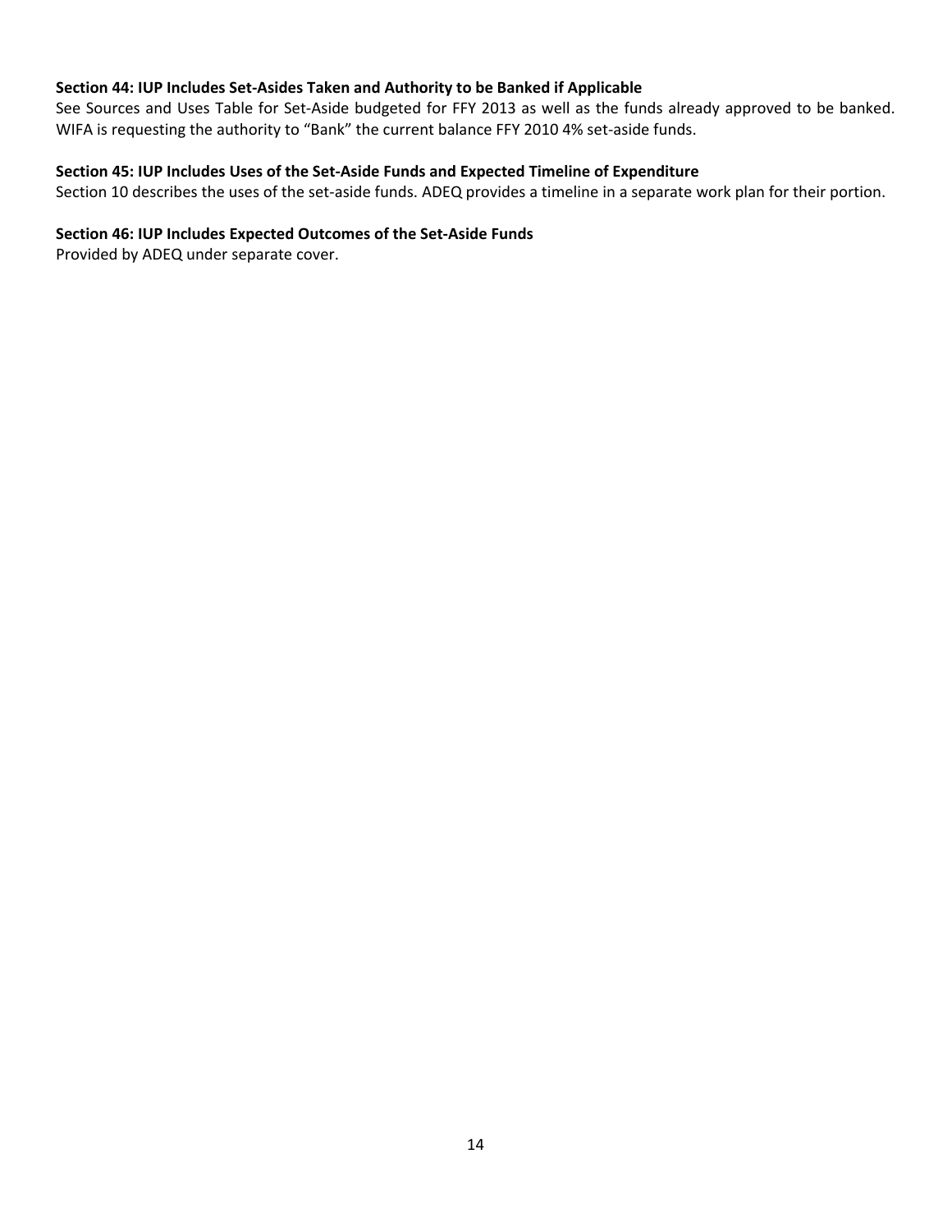**Section 44: IUP Includes Set-Asides Taken and Authority to be Banked if Applicable**

See Sources and Uses Table for Set-Aside budgeted for FFY 2013 as well as the funds already approved to be banked. WIFA is requesting the authority to "Bank" the current balance FFY 2010 4% set-aside funds.

**Section 45: IUP Includes Uses of the Set-Aside Funds and Expected Timeline of Expenditure**

Section 10 describes the uses of the set-aside funds. ADEQ provides a timeline in a separate work plan for their portion.

**Section 46: IUP Includes Expected Outcomes of the Set-Aside Funds**

Provided by ADEQ under separate cover.